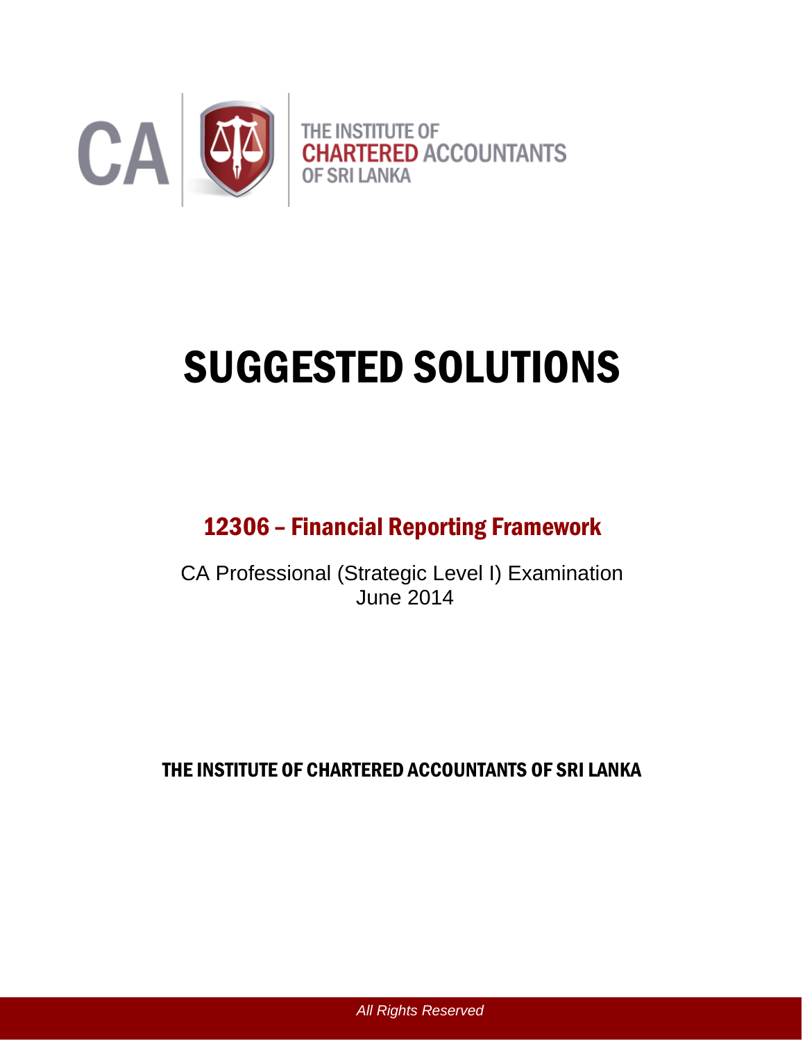CA | THE INSTITUTE OF CHARTERED ACCOUNTANTS OF SRI LANKA

# SUGGESTED SOLUTIONS

## 12306 – Financial Reporting Framework

CA Professional (Strategic Level I) Examination
June 2014

**THE INSTITUTE OF CHARTERED ACCOUNTANTS OF SRI LANKA**

*All Rights Reserved*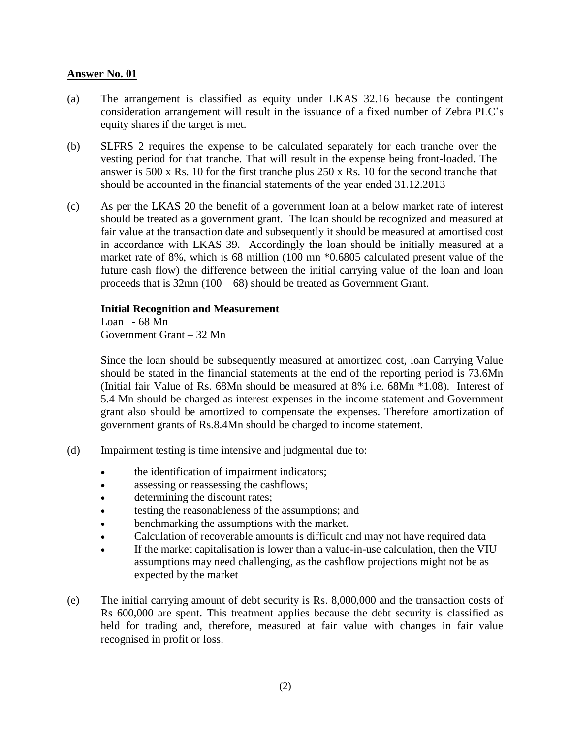**Answer No. 01**

(a) The arrangement is classified as equity under LKAS 32.16 because the contingent consideration arrangement will result in the issuance of a fixed number of Zebra PLC's equity shares if the target is met.

(b) SLFRS 2 requires the expense to be calculated separately for each tranche over the vesting period for that tranche. That will result in the expense being front-loaded. The answer is 500 x Rs. 10 for the first tranche plus 250 x Rs. 10 for the second tranche that should be accounted in the financial statements of the year ended 31.12.2013

(c) As per the LKAS 20 the benefit of a government loan at a below market rate of interest should be treated as a government grant. The loan should be recognized and measured at fair value at the transaction date and subsequently it should be measured at amortised cost in accordance with LKAS 39. Accordingly the loan should be initially measured at a market rate of 8%, which is 68 million (100 mn *0.6805 calculated present value of the future cash flow) the difference between the initial carrying value of the loan and loan proceeds that is 32mn (100 – 68) should be treated as Government Grant.

**Initial Recognition and Measurement**

Loan - 68 Mn
Government Grant – 32 Mn

Since the loan should be subsequently measured at amortized cost, loan Carrying Value should be stated in the financial statements at the end of the reporting period is 73.6Mn (Initial fair Value of Rs. 68Mn should be measured at 8% i.e. 68Mn *1.08). Interest of 5.4 Mn should be charged as interest expenses in the income statement and Government grant also should be amortized to compensate the expenses. Therefore amortization of government grants of Rs.8.4Mn should be charged to income statement.

(d) Impairment testing is time intensive and judgmental due to:

- the identification of impairment indicators;
- assessing or reassessing the cashflows;
- determining the discount rates;
- testing the reasonableness of the assumptions; and
- benchmarking the assumptions with the market.
- Calculation of recoverable amounts is difficult and may not have required data
- If the market capitalisation is lower than a value-in-use calculation, then the VIU assumptions may need challenging, as the cashflow projections might not be as expected by the market

(e) The initial carrying amount of debt security is Rs. 8,000,000 and the transaction costs of Rs 600,000 are spent. This treatment applies because the debt security is classified as held for trading and, therefore, measured at fair value with changes in fair value recognised in profit or loss.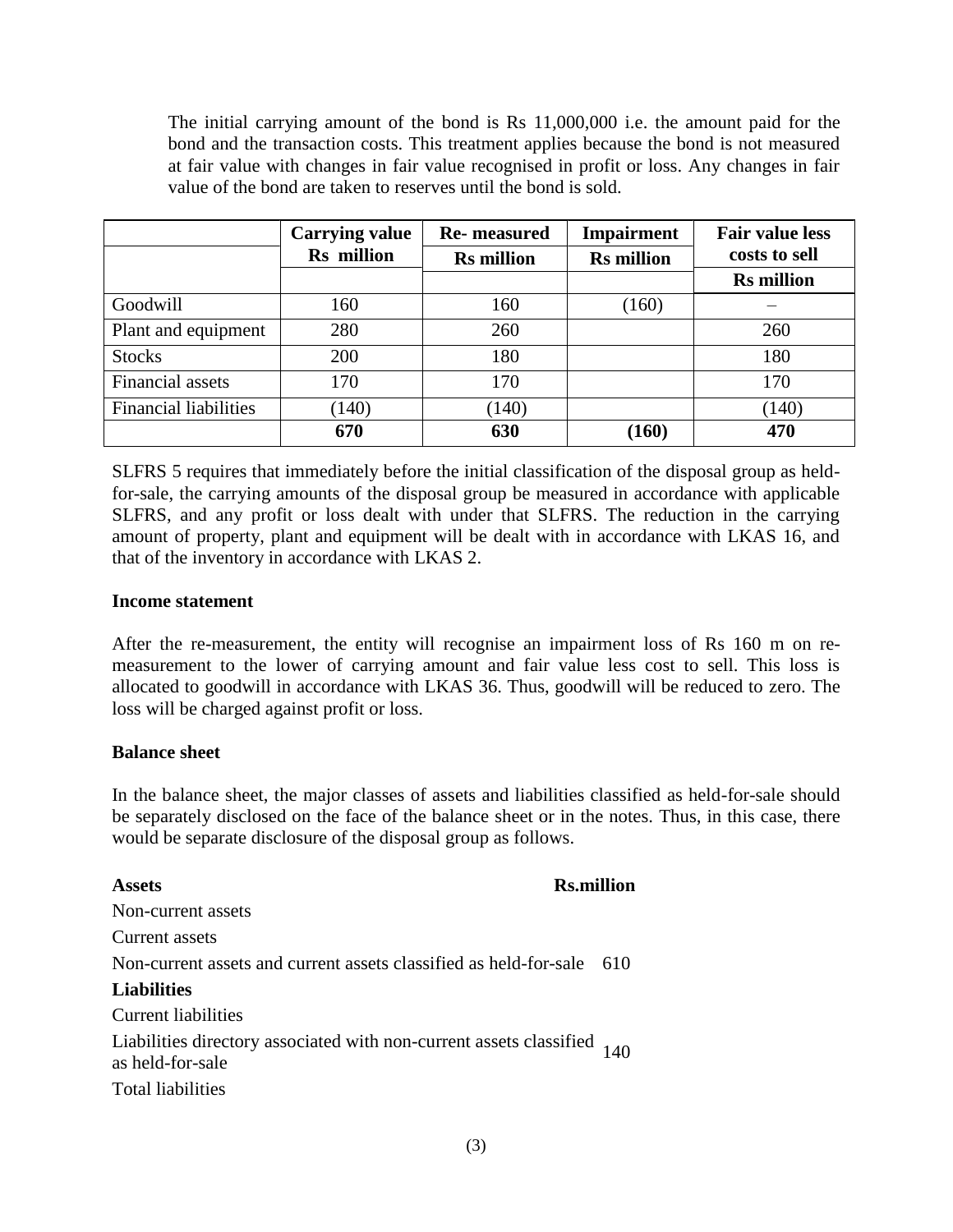The initial carrying amount of the bond is Rs 11,000,000 i.e. the amount paid for the bond and the transaction costs. This treatment applies because the bond is not measured at fair value with changes in fair value recognised in profit or loss. Any changes in fair value of the bond are taken to reserves until the bond is sold.

| | Carrying value Rs million | Re- measured Rs million | Impairment Rs million | Fair value less costs to sell Rs million |
|---|---|---|---|---|
| Goodwill | 160 | 160 | (160) | – |
| Plant and equipment | 280 | 260 | | 260 |
| Stocks | 200 | 180 | | 180 |
| Financial assets | 170 | 170 | | 170 |
| Financial liabilities | (140) | (140) | | (140) |
| | **670** | **630** | **(160)** | **470** |

SLFRS 5 requires that immediately before the initial classification of the disposal group as held-for-sale, the carrying amounts of the disposal group be measured in accordance with applicable SLFRS, and any profit or loss dealt with under that SLFRS. The reduction in the carrying amount of property, plant and equipment will be dealt with in accordance with LKAS 16, and that of the inventory in accordance with LKAS 2.

**Income statement**

After the re-measurement, the entity will recognise an impairment loss of Rs 160 m on re-measurement to the lower of carrying amount and fair value less cost to sell. This loss is allocated to goodwill in accordance with LKAS 36. Thus, goodwill will be reduced to zero. The loss will be charged against profit or loss.

**Balance sheet**

In the balance sheet, the major classes of assets and liabilities classified as held-for-sale should be separately disclosed on the face of the balance sheet or in the notes. Thus, in this case, there would be separate disclosure of the disposal group as follows.

| **Assets** | **Rs.million** |
|---|---|
| Non-current assets | |
| Current assets | |
| Non-current assets and current assets classified as held-for-sale | 610 |
| **Liabilities** | |
| Current liabilities | |
| Liabilities directory associated with non-current assets classified as held-for-sale | 140 |
| Total liabilities | |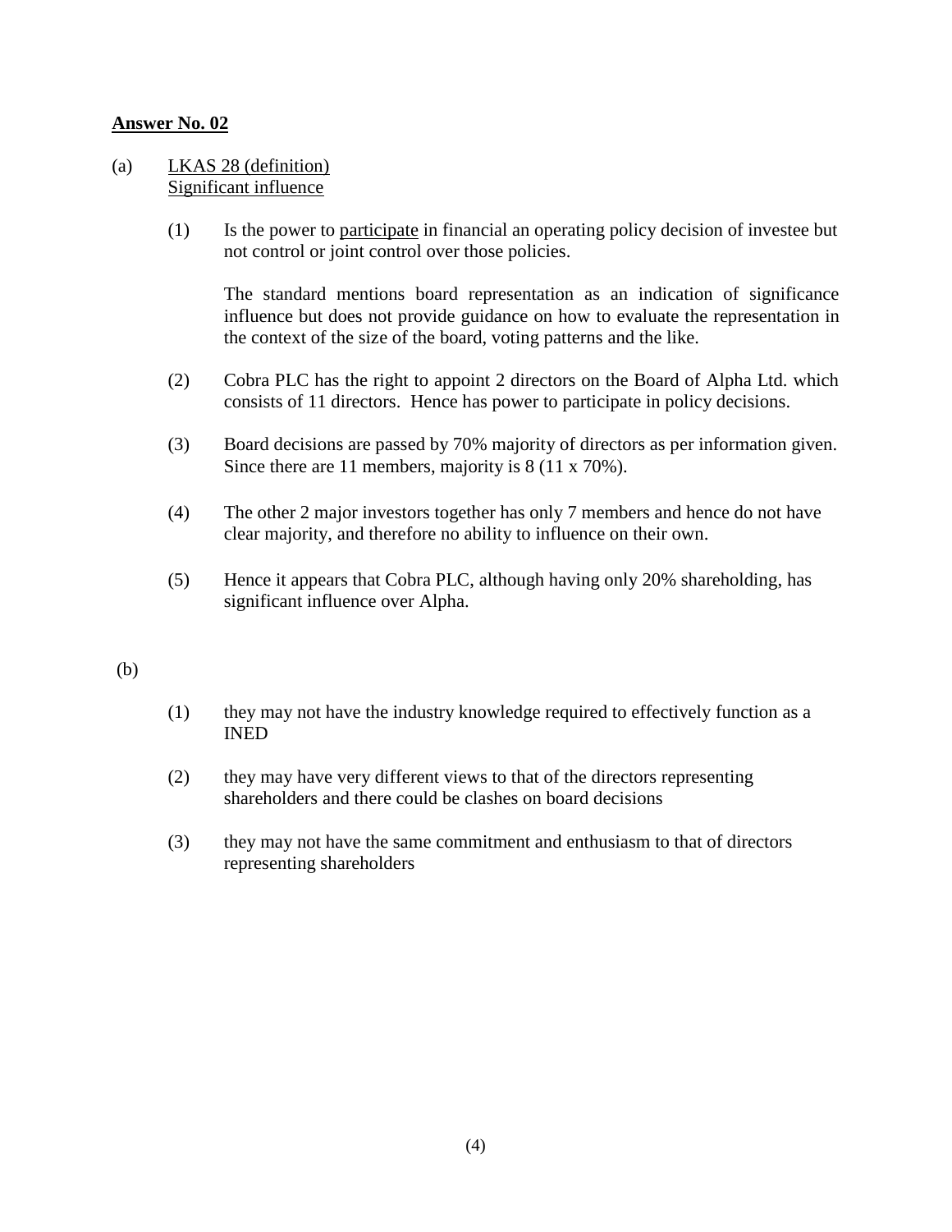**<u>Answer No. 02</u>**

(a) <u>LKAS 28 (definition)</u>
<u>Significant influence</u>

(1) Is the power to <u>participate</u> in financial an operating policy decision of investee but not control or joint control over those policies.

The standard mentions board representation as an indication of significance influence but does not provide guidance on how to evaluate the representation in the context of the size of the board, voting patterns and the like.

(2) Cobra PLC has the right to appoint 2 directors on the Board of Alpha Ltd. which consists of 11 directors. Hence has power to participate in policy decisions.

(3) Board decisions are passed by 70% majority of directors as per information given. Since there are 11 members, majority is 8 (11 x 70%).

(4) The other 2 major investors together has only 7 members and hence do not have clear majority, and therefore no ability to influence on their own.

(5) Hence it appears that Cobra PLC, although having only 20% shareholding, has significant influence over Alpha.

(b)

(1) they may not have the industry knowledge required to effectively function as a INED

(2) they may have very different views to that of the directors representing shareholders and there could be clashes on board decisions

(3) they may not have the same commitment and enthusiasm to that of directors representing shareholders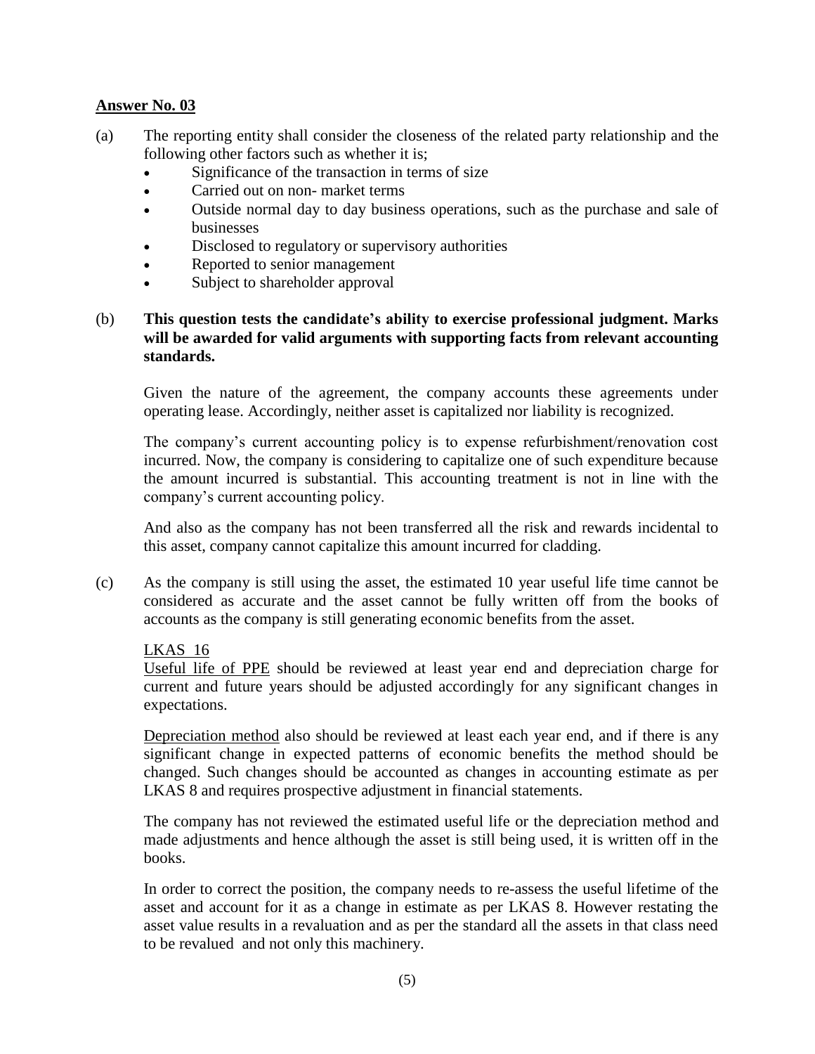## Answer No. 03

(a) The reporting entity shall consider the closeness of the related party relationship and the following other factors such as whether it is;

- Significance of the transaction in terms of size
- Carried out on non- market terms
- Outside normal day to day business operations, such as the purchase and sale of businesses
- Disclosed to regulatory or supervisory authorities
- Reported to senior management
- Subject to shareholder approval

(b) **This question tests the candidate's ability to exercise professional judgment. Marks will be awarded for valid arguments with supporting facts from relevant accounting standards.**

Given the nature of the agreement, the company accounts these agreements under operating lease. Accordingly, neither asset is capitalized nor liability is recognized.

The company's current accounting policy is to expense refurbishment/renovation cost incurred. Now, the company is considering to capitalize one of such expenditure because the amount incurred is substantial. This accounting treatment is not in line with the company's current accounting policy.

And also as the company has not been transferred all the risk and rewards incidental to this asset, company cannot capitalize this amount incurred for cladding.

(c) As the company is still using the asset, the estimated 10 year useful life time cannot be considered as accurate and the asset cannot be fully written off from the books of accounts as the company is still generating economic benefits from the asset.

<u>LKAS 16</u>

<u>Useful life of PPE</u> should be reviewed at least year end and depreciation charge for current and future years should be adjusted accordingly for any significant changes in expectations.

<u>Depreciation method</u> also should be reviewed at least each year end, and if there is any significant change in expected patterns of economic benefits the method should be changed. Such changes should be accounted as changes in accounting estimate as per LKAS 8 and requires prospective adjustment in financial statements.

The company has not reviewed the estimated useful life or the depreciation method and made adjustments and hence although the asset is still being used, it is written off in the books.

In order to correct the position, the company needs to re-assess the useful lifetime of the asset and account for it as a change in estimate as per LKAS 8. However restating the asset value results in a revaluation and as per the standard all the assets in that class need to be revalued and not only this machinery.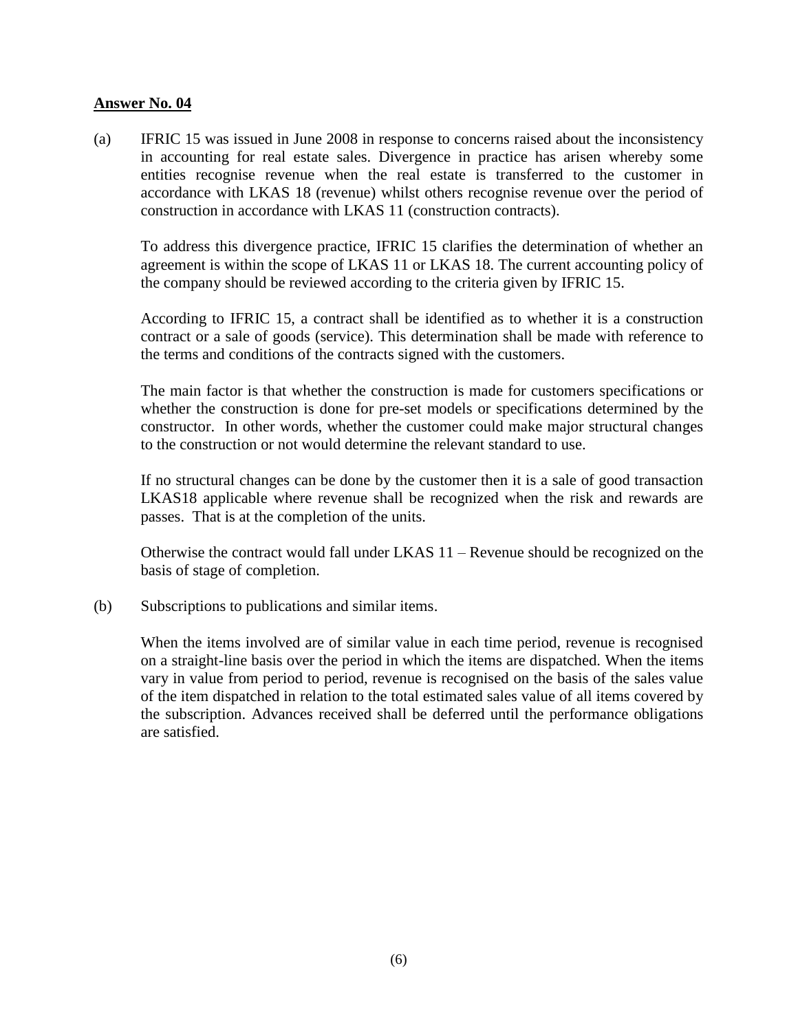**Answer No. 04**

(a) IFRIC 15 was issued in June 2008 in response to concerns raised about the inconsistency in accounting for real estate sales. Divergence in practice has arisen whereby some entities recognise revenue when the real estate is transferred to the customer in accordance with LKAS 18 (revenue) whilst others recognise revenue over the period of construction in accordance with LKAS 11 (construction contracts).

To address this divergence practice, IFRIC 15 clarifies the determination of whether an agreement is within the scope of LKAS 11 or LKAS 18. The current accounting policy of the company should be reviewed according to the criteria given by IFRIC 15.

According to IFRIC 15, a contract shall be identified as to whether it is a construction contract or a sale of goods (service). This determination shall be made with reference to the terms and conditions of the contracts signed with the customers.

The main factor is that whether the construction is made for customers specifications or whether the construction is done for pre-set models or specifications determined by the constructor. In other words, whether the customer could make major structural changes to the construction or not would determine the relevant standard to use.

If no structural changes can be done by the customer then it is a sale of good transaction LKAS18 applicable where revenue shall be recognized when the risk and rewards are passes. That is at the completion of the units.

Otherwise the contract would fall under LKAS 11 – Revenue should be recognized on the basis of stage of completion.

(b) Subscriptions to publications and similar items.

When the items involved are of similar value in each time period, revenue is recognised on a straight-line basis over the period in which the items are dispatched. When the items vary in value from period to period, revenue is recognised on the basis of the sales value of the item dispatched in relation to the total estimated sales value of all items covered by the subscription. Advances received shall be deferred until the performance obligations are satisfied.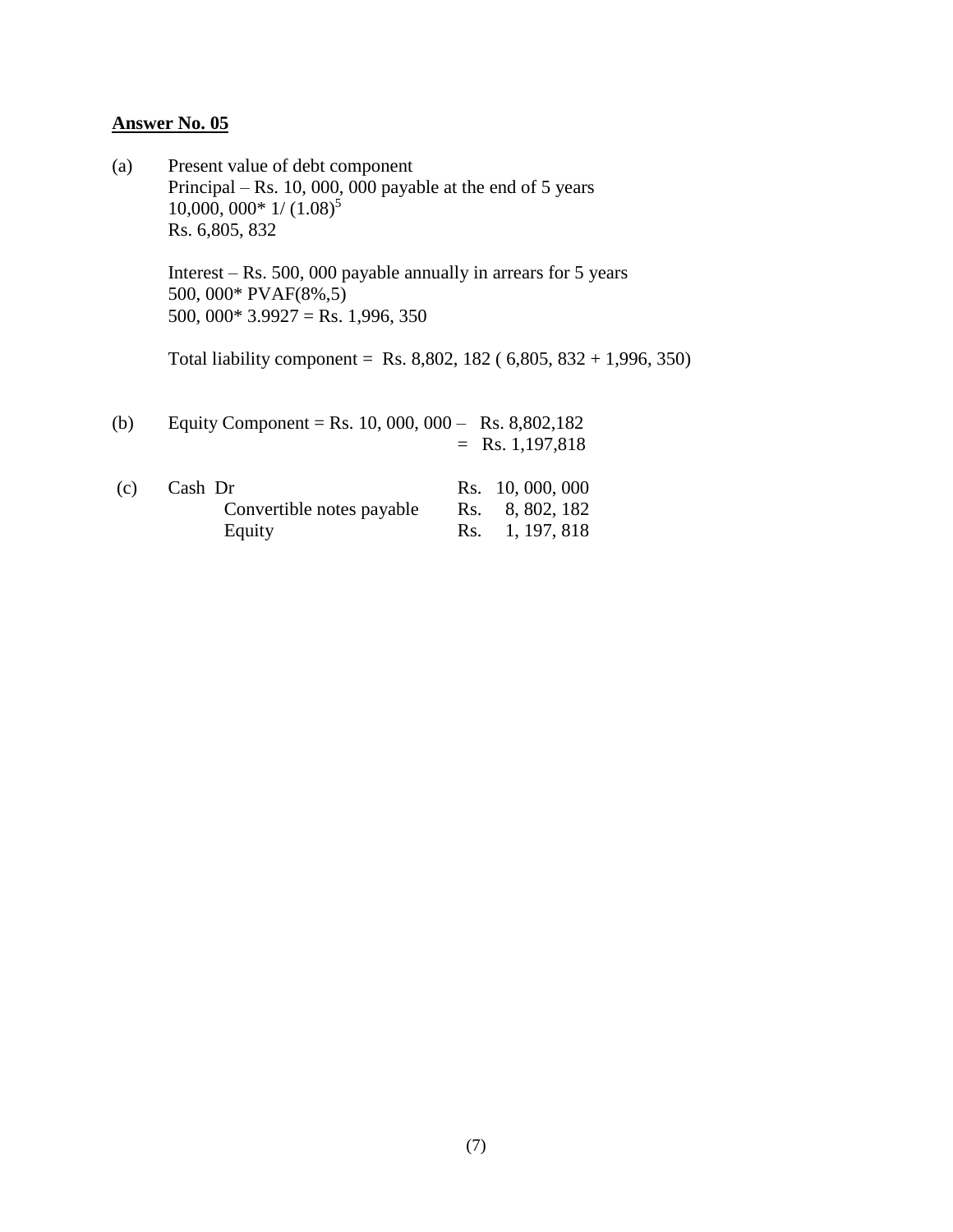## Answer No. 05

(a) Present value of debt component

Principal – Rs. 10, 000, 000 payable at the end of 5 years

10,000, 000* $1/(1.08)^5$

Rs. 6,805, 832

Interest – Rs. 500, 000 payable annually in arrears for 5 years

500, 000* PVAF(8%,5)

500, 000* 3.9927 = Rs. 1,996, 350

Total liability component = Rs. 8,802, 182 ( 6,805, 832 + 1,996, 350)

(b) Equity Component = Rs. 10, 000, 000 – Rs. 8,802,182

= Rs. 1,197,818

(c)

| | | |
|---|---|---|
| Cash Dr | Rs. | 10, 000, 000 |
| Convertible notes payable | Rs. | 8, 802, 182 |
| Equity | Rs. | 1, 197, 818 |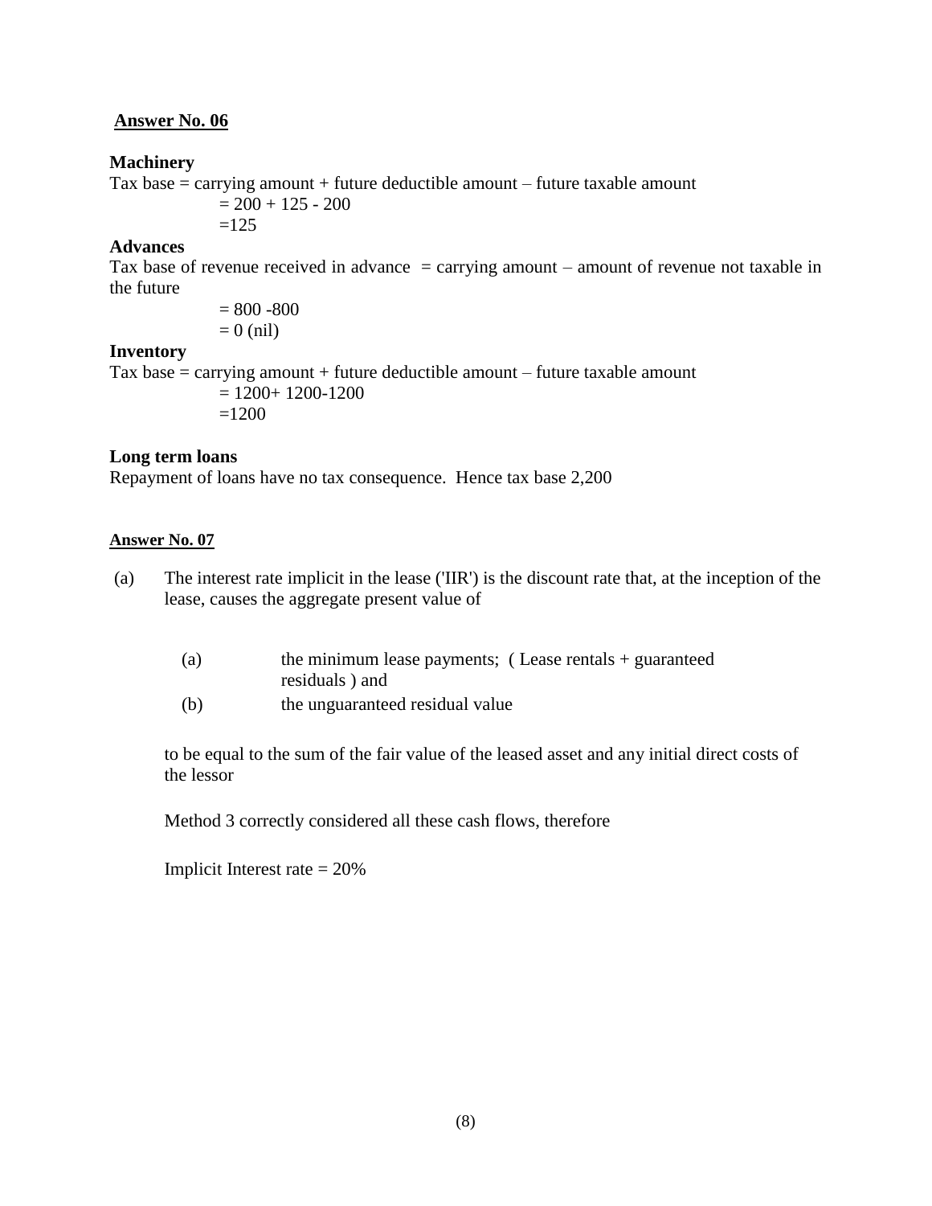**Answer No. 06**

**Machinery**

Tax base = carrying amount + future deductible amount – future taxable amount

$= 200 + 125 - 200$

$=125$

**Advances**

Tax base of revenue received in advance = carrying amount – amount of revenue not taxable in the future

$= 800 - 800$

$= 0$ (nil)

**Inventory**

Tax base = carrying amount + future deductible amount – future taxable amount

$= 1200 + 1200 - 1200$

$=1200$

**Long term loans**

Repayment of loans have no tax consequence. Hence tax base 2,200

**Answer No. 07**

(a) The interest rate implicit in the lease ('IIR') is the discount rate that, at the inception of the lease, causes the aggregate present value of

(a) the minimum lease payments; ( Lease rentals + guaranteed residuals ) and

(b) the unguaranteed residual value

to be equal to the sum of the fair value of the leased asset and any initial direct costs of the lessor

Method 3 correctly considered all these cash flows, therefore

Implicit Interest rate = 20%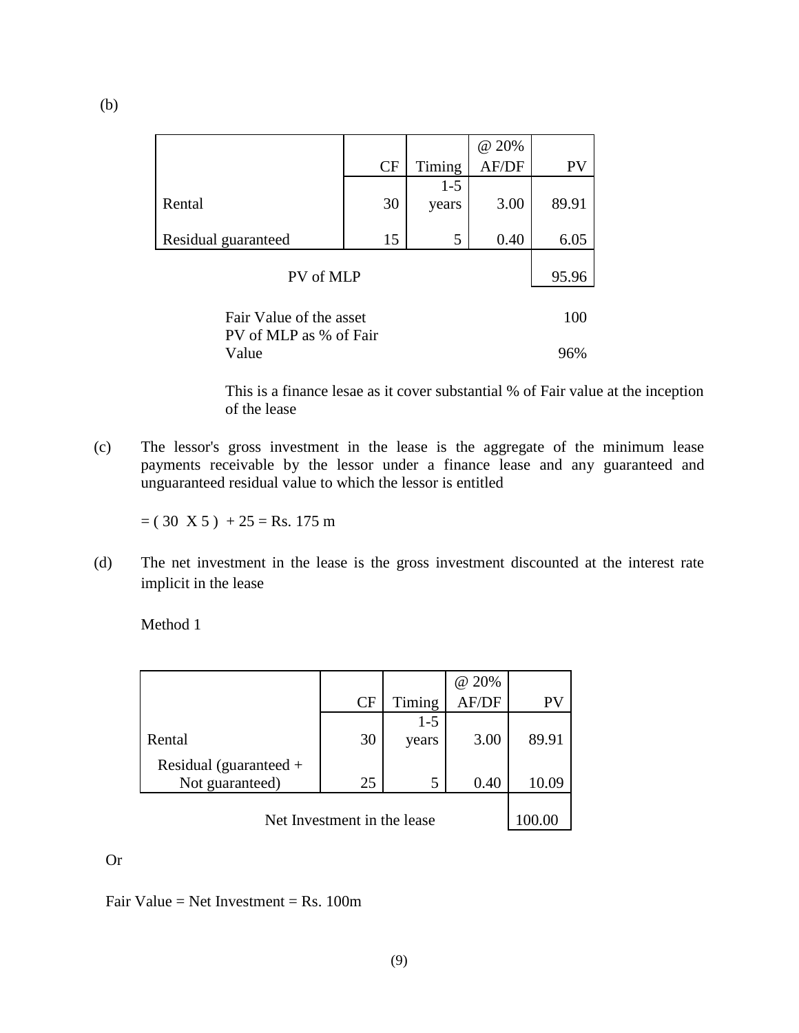(b)

| | CF | Timing | @ 20% AF/DF | PV |
|---|---|---|---|---|
| Rental | 30 | 1-5 years | 3.00 | 89.91 |
| Residual guaranteed | 15 | 5 | 0.40 | 6.05 |
| PV of MLP | | | | 95.96 |

| | |
|---|---|
| Fair Value of the asset | 100 |
| PV of MLP as % of Fair Value | 96% |

This is a finance lesae as it cover substantial % of Fair value at the inception of the lease

(c) The lessor's gross investment in the lease is the aggregate of the minimum lease payments receivable by the lessor under a finance lease and any guaranteed and unguaranteed residual value to which the lessor is entitled

= ( 30 X 5 ) + 25 = Rs. 175 m

(d) The net investment in the lease is the gross investment discounted at the interest rate implicit in the lease

Method 1

| | CF | Timing | @ 20% AF/DF | PV |
|---|---|---|---|---|
| Rental | 30 | 1-5 years | 3.00 | 89.91 |
| Residual (guaranteed + Not guaranteed) | 25 | 5 | 0.40 | 10.09 |
| Net Investment in the lease | | | | 100.00 |

Or

Fair Value = Net Investment = Rs. 100m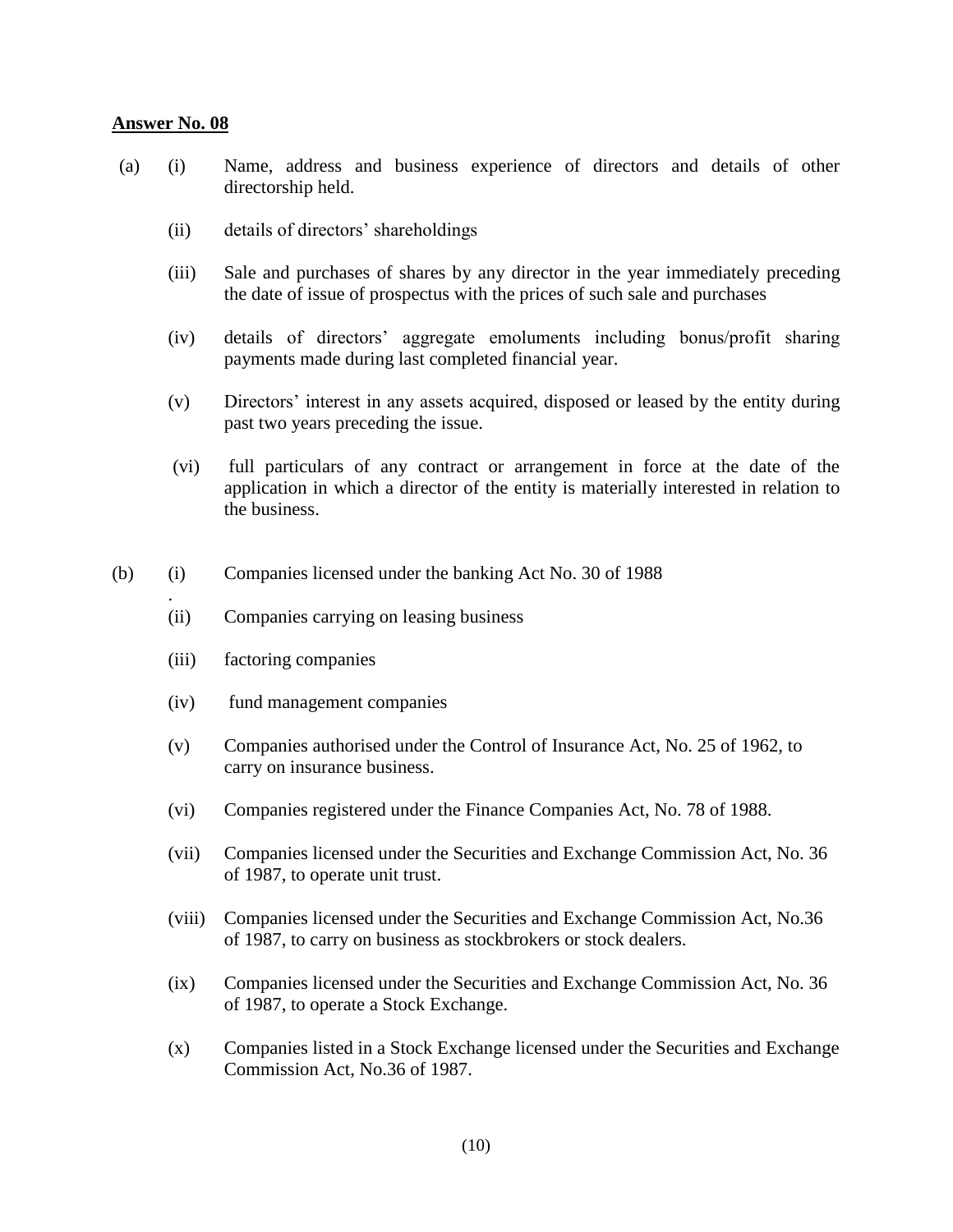**Answer No. 08**

(a)

(i) Name, address and business experience of directors and details of other directorship held.

(ii) details of directors' shareholdings

(iii) Sale and purchases of shares by any director in the year immediately preceding the date of issue of prospectus with the prices of such sale and purchases

(iv) details of directors' aggregate emoluments including bonus/profit sharing payments made during last completed financial year.

(v) Directors' interest in any assets acquired, disposed or leased by the entity during past two years preceding the issue.

(vi) full particulars of any contract or arrangement in force at the date of the application in which a director of the entity is materially interested in relation to the business.

(b)

(i) Companies licensed under the banking Act No. 30 of 1988

(ii) Companies carrying on leasing business

(iii) factoring companies

(iv) fund management companies

(v) Companies authorised under the Control of Insurance Act, No. 25 of 1962, to carry on insurance business.

(vi) Companies registered under the Finance Companies Act, No. 78 of 1988.

(vii) Companies licensed under the Securities and Exchange Commission Act, No. 36 of 1987, to operate unit trust.

(viii) Companies licensed under the Securities and Exchange Commission Act, No.36 of 1987, to carry on business as stockbrokers or stock dealers.

(ix) Companies licensed under the Securities and Exchange Commission Act, No. 36 of 1987, to operate a Stock Exchange.

(x) Companies listed in a Stock Exchange licensed under the Securities and Exchange Commission Act, No.36 of 1987.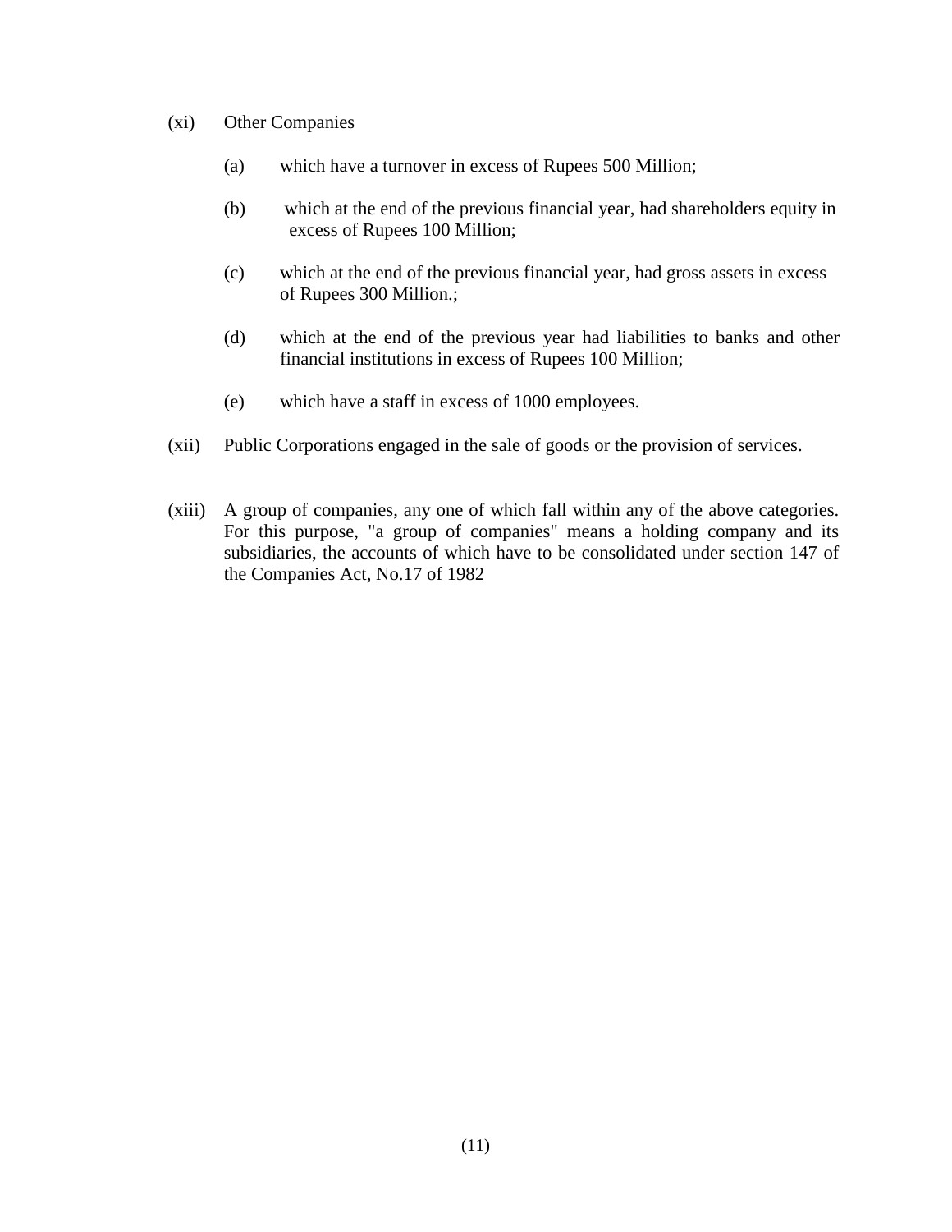(xi) Other Companies

   (a) which have a turnover in excess of Rupees 500 Million;

   (b) which at the end of the previous financial year, had shareholders equity in excess of Rupees 100 Million;

   (c) which at the end of the previous financial year, had gross assets in excess of Rupees 300 Million.;

   (d) which at the end of the previous year had liabilities to banks and other financial institutions in excess of Rupees 100 Million;

   (e) which have a staff in excess of 1000 employees.

(xii) Public Corporations engaged in the sale of goods or the provision of services.

(xiii) A group of companies, any one of which fall within any of the above categories. For this purpose, "a group of companies" means a holding company and its subsidiaries, the accounts of which have to be consolidated under section 147 of the Companies Act, No.17 of 1982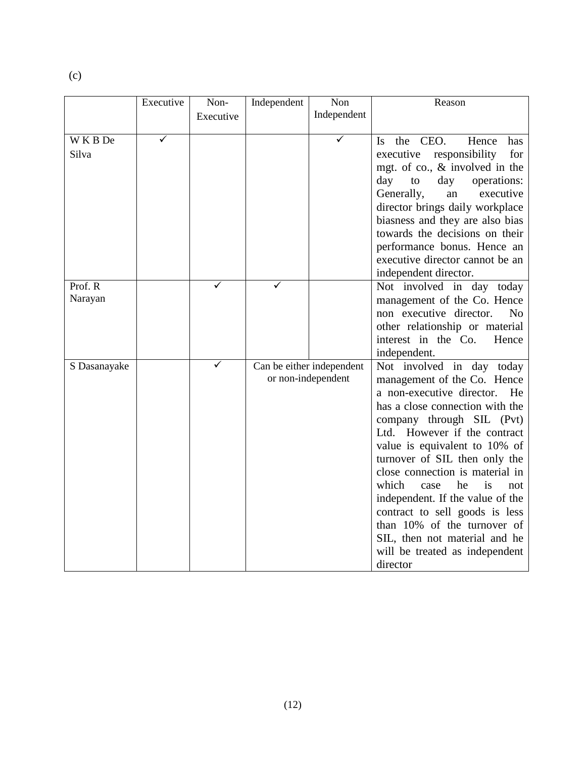(c)

| | Executive | Non-Executive | Independent | Non Independent | Reason |
|---|---|---|---|---|---|
| W K B De Silva | ✓ | | | ✓ | Is the CEO. Hence has executive responsibility for mgt. of co., & involved in the day to day operations: Generally, an executive director brings daily workplace biasness and they are also bias towards the decisions on their performance bonus. Hence an executive director cannot be an independent director. |
| Prof. R Narayan | | ✓ | ✓ | | Not involved in day today management of the Co. Hence non executive director. No other relationship or material interest in the Co. Hence independent. |
| S Dasanayake | | ✓ | Can be either independent or non-independent | | Not involved in day today management of the Co. Hence a non-executive director. He has a close connection with the company through SIL (Pvt) Ltd. However if the contract value is equivalent to 10% of turnover of SIL then only the close connection is material in which case he is not independent. If the value of the contract to sell goods is less than 10% of the turnover of SIL, then not material and he will be treated as independent director |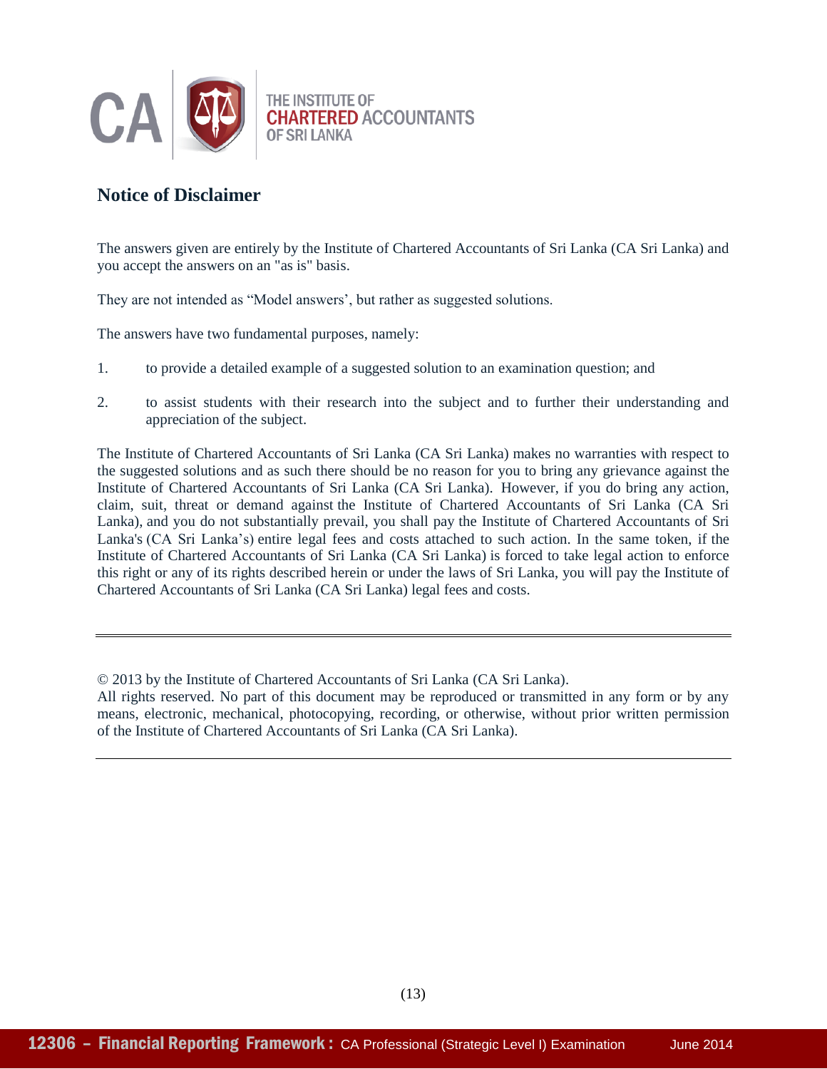THE INSTITUTE OF
CHARTERED ACCOUNTANTS
OF SRI LANKA

## Notice of Disclaimer

The answers given are entirely by the Institute of Chartered Accountants of Sri Lanka (CA Sri Lanka) and you accept the answers on an "as is" basis.

They are not intended as "Model answers', but rather as suggested solutions.

The answers have two fundamental purposes, namely:

1. to provide a detailed example of a suggested solution to an examination question; and

2. to assist students with their research into the subject and to further their understanding and appreciation of the subject.

The Institute of Chartered Accountants of Sri Lanka (CA Sri Lanka) makes no warranties with respect to the suggested solutions and as such there should be no reason for you to bring any grievance against the Institute of Chartered Accountants of Sri Lanka (CA Sri Lanka). However, if you do bring any action, claim, suit, threat or demand against the Institute of Chartered Accountants of Sri Lanka (CA Sri Lanka), and you do not substantially prevail, you shall pay the Institute of Chartered Accountants of Sri Lanka's (CA Sri Lanka's) entire legal fees and costs attached to such action. In the same token, if the Institute of Chartered Accountants of Sri Lanka (CA Sri Lanka) is forced to take legal action to enforce this right or any of its rights described herein or under the laws of Sri Lanka, you will pay the Institute of Chartered Accountants of Sri Lanka (CA Sri Lanka) legal fees and costs.

---

© 2013 by the Institute of Chartered Accountants of Sri Lanka (CA Sri Lanka).
All rights reserved. No part of this document may be reproduced or transmitted in any form or by any means, electronic, mechanical, photocopying, recording, or otherwise, without prior written permission of the Institute of Chartered Accountants of Sri Lanka (CA Sri Lanka).

---